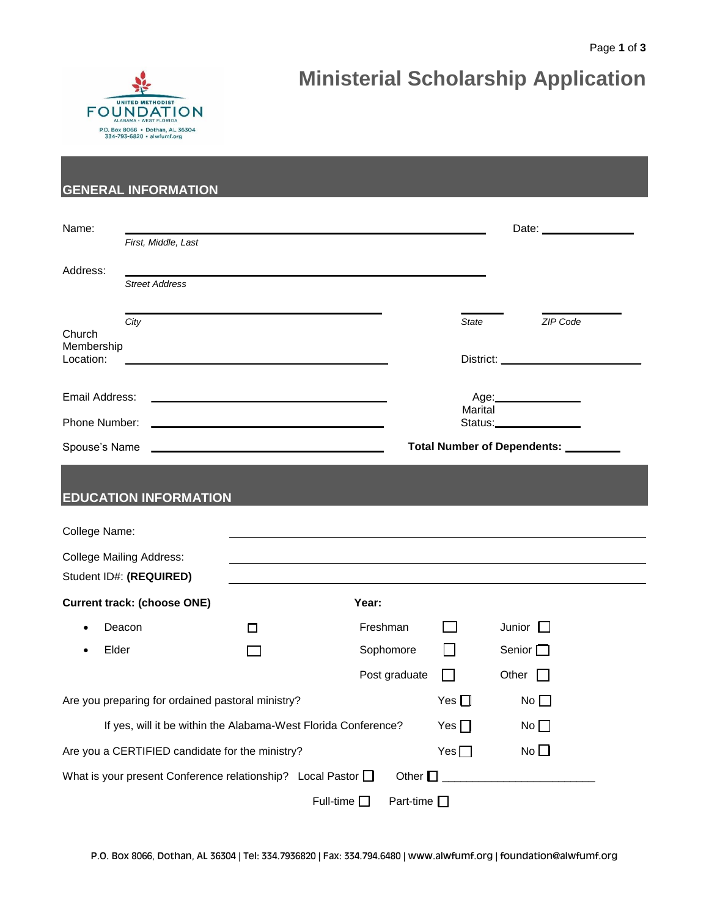UNITED METHODIST
FOUNDATION
ALABAMA • WEST FLORIDA
P.O. Box 8066 • Dothan, AL 36304
334-793-6820 • alwfumf.org

# Ministerial Scholarship Application

## GENERAL INFORMATION

Name: ______________________________ Date: ____________
*First, Middle, Last*

Address: ______________________________
*Street Address*

______________________________ ______ ______
*City* *State* *ZIP Code*

Church Membership Location: ______________________________ District: ____________

Email Address: ______________________________ Age: ____________

Phone Number: ______________________________ Marital Status: ____________

Spouse's Name ______________________________ **Total Number of Dependents:** ________

## EDUCATION INFORMATION

College Name: ______________________________

College Mailing Address: ______________________________

Student ID#: **(REQUIRED)** ______________________________

**Current track: (choose ONE)**

- Deacon ☐
- Elder ☐

**Year:**

Freshman ☐ Junior ☐

Sophomore ☐ Senior ☐

Post graduate ☐ Other ☐

Are you preparing for ordained pastoral ministry? Yes ☐ No ☐

If yes, will it be within the Alabama-West Florida Conference? Yes ☐ No ☐

Are you a CERTIFIED candidate for the ministry? Yes ☐ No ☐

What is your present Conference relationship? Local Pastor ☐ Other ☐ ______________________

Full-time ☐ Part-time ☐

P.O. Box 8066, Dothan, AL 36304 | Tel: 334.7936820 | Fax: 334.794.6480 | www.alwfumf.org | foundation@alwfumf.org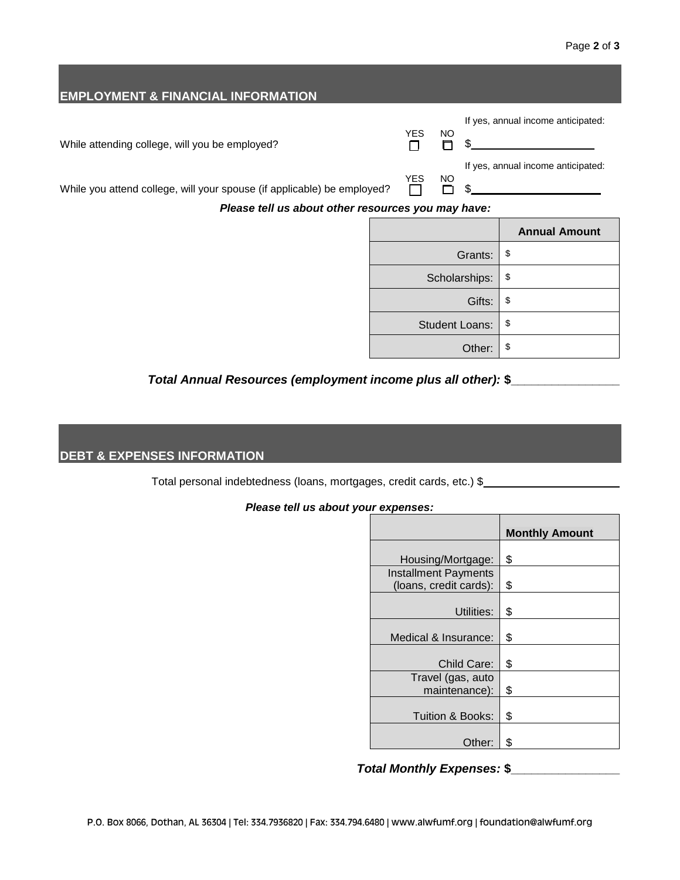## EMPLOYMENT & FINANCIAL INFORMATION

While attending college, will you be employed? YES ☐ NO ☐ If yes, annual income anticipated: $\_\_\_\_\_\_\_\_\_\_\_\_\_\_\_\_\_\_\_\_

While you attend college, will your spouse (if applicable) be employed? YES ☐ NO ☐ If yes, annual income anticipated: $\_\_\_\_\_\_\_\_\_\_\_\_\_\_\_\_\_\_\_\_

***Please tell us about other resources you may have:***

| | Annual Amount |
|---|---|
| Grants: | $ |
| Scholarships: | $ |
| Gifts: | $ |
| Student Loans: | $ |
| Other: | $ |

***Total Annual Resources (employment income plus all other): $\_\_\_\_\_\_\_\_\_\_\_\_\_\_\_\_***

## DEBT & EXPENSES INFORMATION

Total personal indebtedness (loans, mortgages, credit cards, etc.) $\_\_\_\_\_\_\_\_\_\_\_\_\_\_\_\_\_\_\_\_\_\_

***Please tell us about your expenses:***

| | Monthly Amount |
|---|---|
| Housing/Mortgage: | $ |
| Installment Payments (loans, credit cards): | $ |
| Utilities: | $ |
| Medical & Insurance: | $ |
| Child Care: | $ |
| Travel (gas, auto maintenance): | $ |
| Tuition & Books: | $ |
| Other: | $ |

***Total Monthly Expenses: $\_\_\_\_\_\_\_\_\_\_\_\_\_\_\_\_***

P.O. Box 8066, Dothan, AL 36304 | Tel: 334.7936820 | Fax: 334.794.6480 | www.alwfumf.org | foundation@alwfumf.org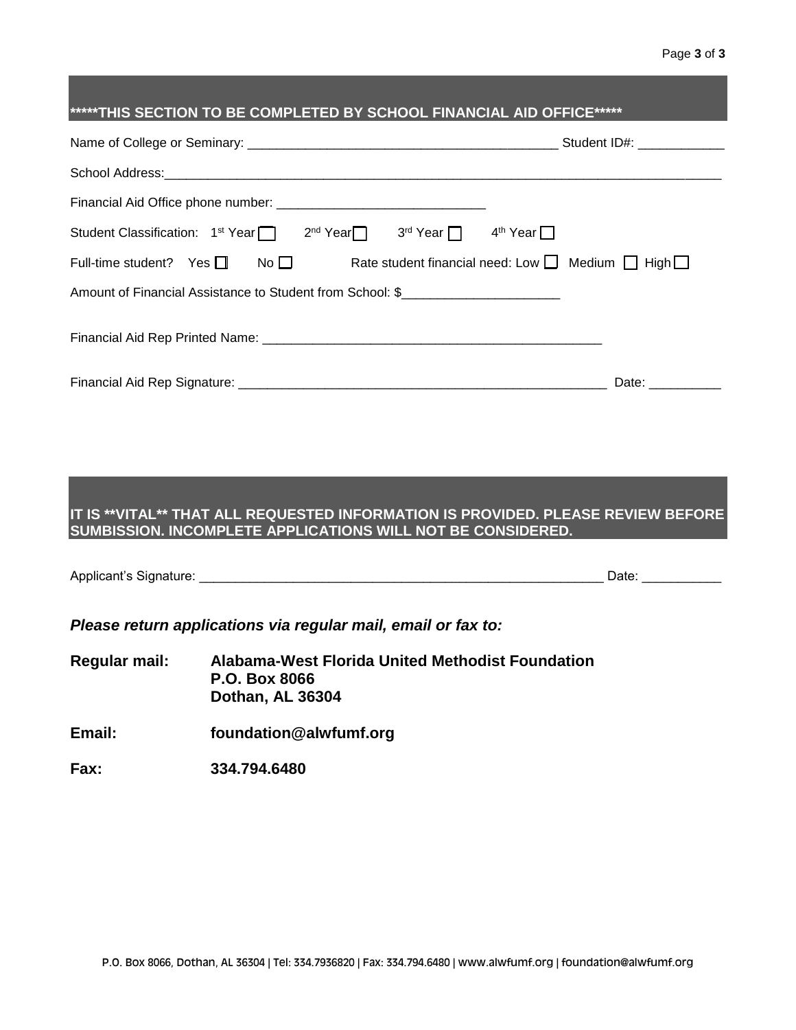## *****THIS SECTION TO BE COMPLETED BY SCHOOL FINANCIAL AID OFFICE*****

Name of College or Seminary: ___________________________________________ Student ID#: ____________

School Address:_______________________________________________________________________________

Financial Aid Office phone number: _____________________________

Student Classification: 1st Year ☐ 2nd Year ☐ 3rd Year ☐ 4th Year ☐

Full-time student? Yes ☐ No ☐ Rate student financial need: Low ☐ Medium ☐ High ☐

Amount of Financial Assistance to Student from School: $______________________

Financial Aid Rep Printed Name: _________________________________________________

Financial Aid Rep Signature: _____________________________________________________ Date: __________

## IT IS **VITAL** THAT ALL REQUESTED INFORMATION IS PROVIDED. PLEASE REVIEW BEFORE SUMBISSION. INCOMPLETE APPLICATIONS WILL NOT BE CONSIDERED.

Applicant's Signature: __________________________________________________________ Date: ___________

***Please return applications via regular mail, email or fax to:***

**Regular mail:** **Alabama-West Florida United Methodist Foundation**
**P.O. Box 8066**
**Dothan, AL 36304**

**Email:** **foundation@alwfumf.org**

**Fax:** **334.794.6480**

P.O. Box 8066, Dothan, AL 36304 | Tel: 334.7936820 | Fax: 334.794.6480 | www.alwfumf.org | foundation@alwfumf.org